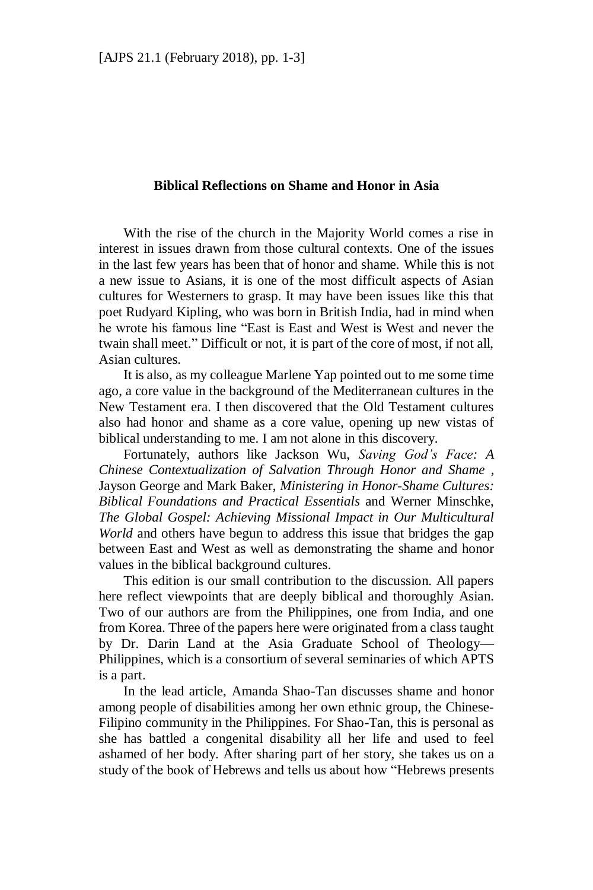# Biblical Reflections on Shame and Honor in Asia

With the rise of the church in the Majority World comes a rise in interest in issues drawn from those cultural contexts. One of the issues in the last few years has been that of honor and shame. While this is not a new issue to Asians, it is one of the most difficult aspects of Asian cultures for Westerners to grasp. It may have been issues like this that poet Rudyard Kipling, who was born in British India, had in mind when he wrote his famous line "East is East and West is West and never the twain shall meet." Difficult or not, it is part of the core of most, if not all, Asian cultures.

It is also, as my colleague Marlene Yap pointed out to me some time ago, a core value in the background of the Mediterranean cultures in the New Testament era. I then discovered that the Old Testament cultures also had honor and shame as a core value, opening up new vistas of biblical understanding to me. I am not alone in this discovery.

Fortunately, authors like Jackson Wu, *Saving God's Face: A Chinese Contextualization of Salvation Through Honor and Shame* , Jayson George and Mark Baker, *Ministering in Honor-Shame Cultures: Biblical Foundations and Practical Essentials* and Werner Minschke, *The Global Gospel: Achieving Missional Impact in Our Multicultural World* and others have begun to address this issue that bridges the gap between East and West as well as demonstrating the shame and honor values in the biblical background cultures.

This edition is our small contribution to the discussion. All papers here reflect viewpoints that are deeply biblical and thoroughly Asian. Two of our authors are from the Philippines, one from India, and one from Korea. Three of the papers here were originated from a class taught by Dr. Darin Land at the Asia Graduate School of Theology—Philippines, which is a consortium of several seminaries of which APTS is a part.

In the lead article, Amanda Shao-Tan discusses shame and honor among people of disabilities among her own ethnic group, the Chinese-Filipino community in the Philippines. For Shao-Tan, this is personal as she has battled a congenital disability all her life and used to feel ashamed of her body. After sharing part of her story, she takes us on a study of the book of Hebrews and tells us about how "Hebrews presents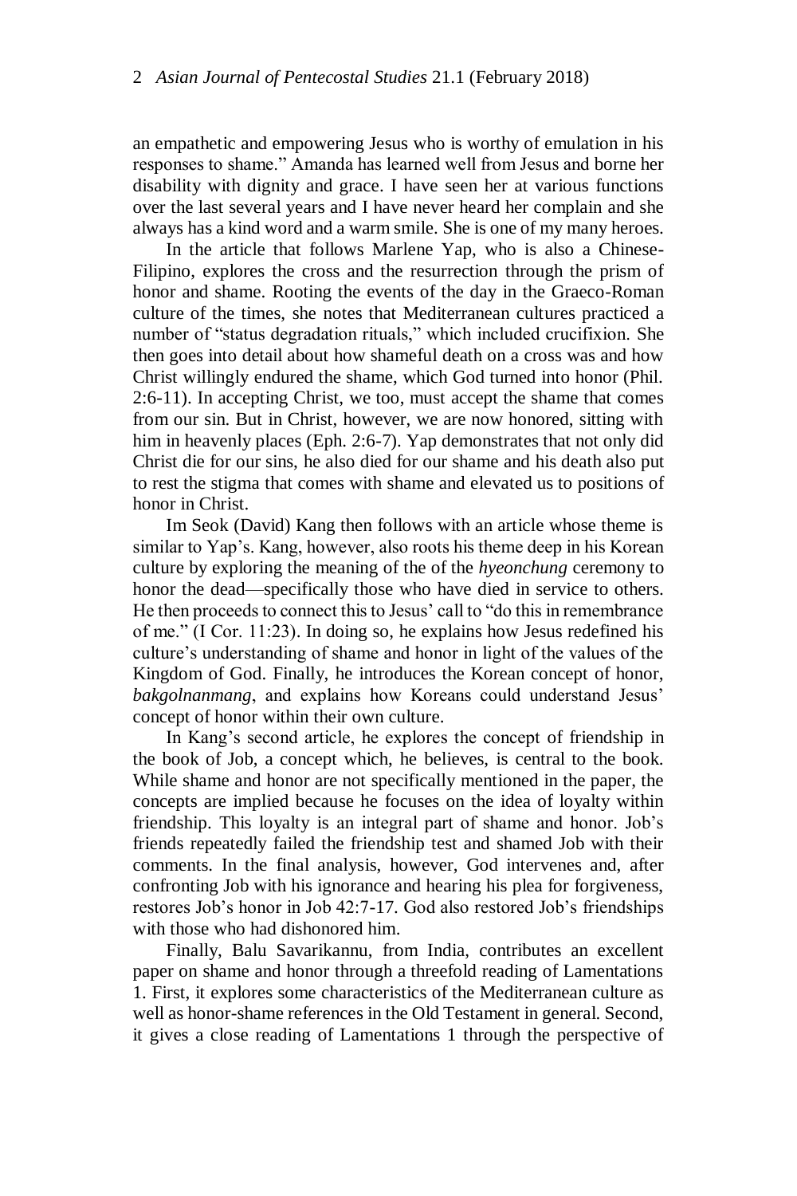an empathetic and empowering Jesus who is worthy of emulation in his responses to shame." Amanda has learned well from Jesus and borne her disability with dignity and grace. I have seen her at various functions over the last several years and I have never heard her complain and she always has a kind word and a warm smile. She is one of my many heroes.

In the article that follows Marlene Yap, who is also a Chinese-Filipino, explores the cross and the resurrection through the prism of honor and shame. Rooting the events of the day in the Graeco-Roman culture of the times, she notes that Mediterranean cultures practiced a number of "status degradation rituals," which included crucifixion. She then goes into detail about how shameful death on a cross was and how Christ willingly endured the shame, which God turned into honor (Phil. 2:6-11). In accepting Christ, we too, must accept the shame that comes from our sin. But in Christ, however, we are now honored, sitting with him in heavenly places (Eph. 2:6-7). Yap demonstrates that not only did Christ die for our sins, he also died for our shame and his death also put to rest the stigma that comes with shame and elevated us to positions of honor in Christ.

Im Seok (David) Kang then follows with an article whose theme is similar to Yap's. Kang, however, also roots his theme deep in his Korean culture by exploring the meaning of the of the *hyeonchung* ceremony to honor the dead—specifically those who have died in service to others. He then proceeds to connect this to Jesus' call to "do this in remembrance of me." (I Cor. 11:23). In doing so, he explains how Jesus redefined his culture's understanding of shame and honor in light of the values of the Kingdom of God. Finally, he introduces the Korean concept of honor, *bakgolnanmang*, and explains how Koreans could understand Jesus' concept of honor within their own culture.

In Kang's second article, he explores the concept of friendship in the book of Job, a concept which, he believes, is central to the book. While shame and honor are not specifically mentioned in the paper, the concepts are implied because he focuses on the idea of loyalty within friendship. This loyalty is an integral part of shame and honor. Job's friends repeatedly failed the friendship test and shamed Job with their comments. In the final analysis, however, God intervenes and, after confronting Job with his ignorance and hearing his plea for forgiveness, restores Job's honor in Job 42:7-17. God also restored Job's friendships with those who had dishonored him.

Finally, Balu Savarikannu, from India, contributes an excellent paper on shame and honor through a threefold reading of Lamentations 1. First, it explores some characteristics of the Mediterranean culture as well as honor-shame references in the Old Testament in general. Second, it gives a close reading of Lamentations 1 through the perspective of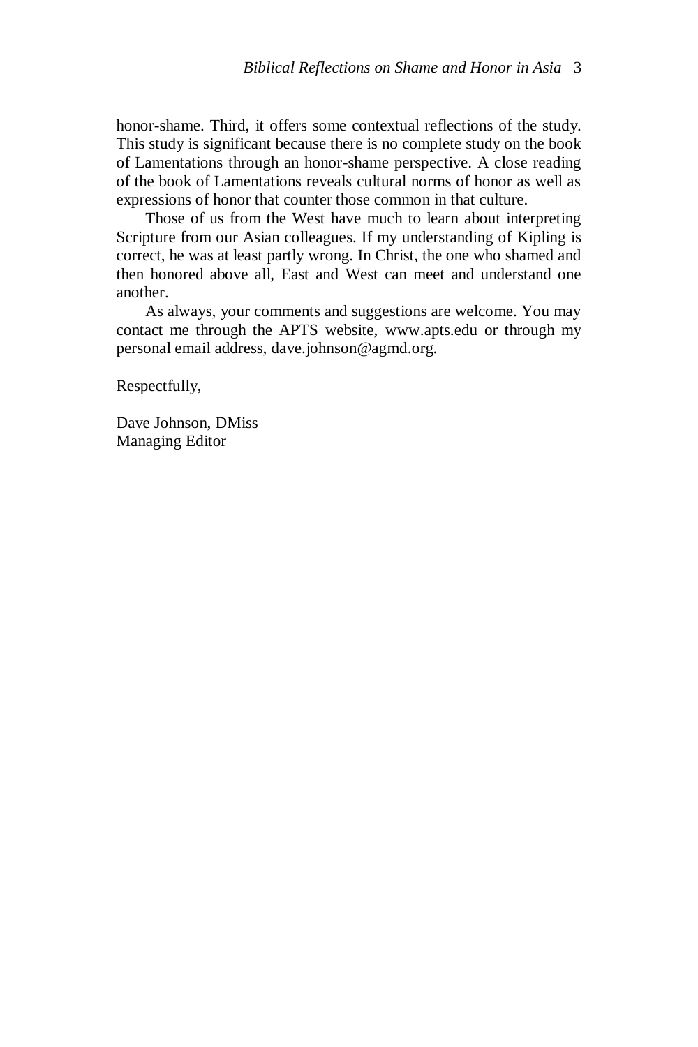honor-shame. Third, it offers some contextual reflections of the study. This study is significant because there is no complete study on the book of Lamentations through an honor-shame perspective. A close reading of the book of Lamentations reveals cultural norms of honor as well as expressions of honor that counter those common in that culture.

Those of us from the West have much to learn about interpreting Scripture from our Asian colleagues. If my understanding of Kipling is correct, he was at least partly wrong. In Christ, the one who shamed and then honored above all, East and West can meet and understand one another.

As always, your comments and suggestions are welcome. You may contact me through the APTS website, www.apts.edu or through my personal email address, dave.johnson@agmd.org.

Respectfully,

Dave Johnson, DMiss
Managing Editor